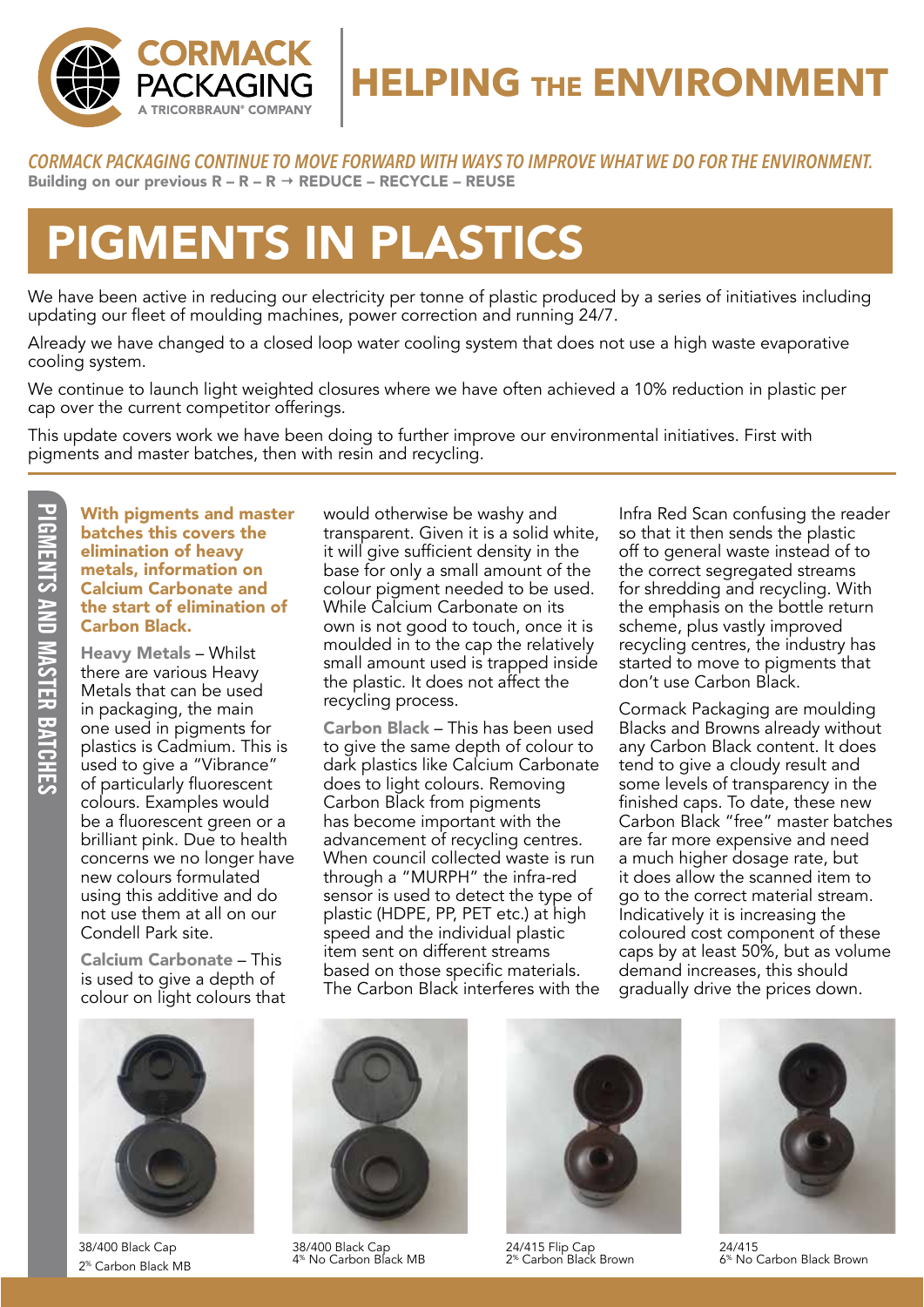# HELPING THE ENVIRONMENT

CORMACK PACKAGING
A TRICORBRAUN® COMPANY

*CORMACK PACKAGING CONTINUE TO MOVE FORWARD WITH WAYS TO IMPROVE WHAT WE DO FOR THE ENVIRONMENT.*
**Building on our previous R – R – R → REDUCE – RECYCLE – REUSE**

# PIGMENTS IN PLASTICS

We have been active in reducing our electricity per tonne of plastic produced by a series of initiatives including updating our fleet of moulding machines, power correction and running 24/7.

Already we have changed to a closed loop water cooling system that does not use a high waste evaporative cooling system.

We continue to launch light weighted closures where we have often achieved a 10% reduction in plastic per cap over the current competitor offerings.

This update covers work we have been doing to further improve our environmental initiatives. First with pigments and master batches, then with resin and recycling.

## PIGMENTS AND MASTER BATCHES

**With pigments and master batches this covers the elimination of heavy metals, information on Calcium Carbonate and the start of elimination of Carbon Black.**

**Heavy Metals** – Whilst there are various Heavy Metals that can be used in packaging, the main one used in pigments for plastics is Cadmium. This is used to give a "Vibrance" of particularly fluorescent colours. Examples would be a fluorescent green or a brilliant pink. Due to health concerns we no longer have new colours formulated using this additive and do not use them at all on our Condell Park site.

**Calcium Carbonate** – This is used to give a depth of colour on light colours that would otherwise be washy and transparent. Given it is a solid white, it will give sufficient density in the base for only a small amount of the colour pigment needed to be used. While Calcium Carbonate on its own is not good to touch, once it is moulded in to the cap the relatively small amount used is trapped inside the plastic. It does not affect the recycling process.

**Carbon Black** – This has been used to give the same depth of colour to dark plastics like Calcium Carbonate does to light colours. Removing Carbon Black from pigments has become important with the advancement of recycling centres. When council collected waste is run through a "MURPH" the infra-red sensor is used to detect the type of plastic (HDPE, PP, PET etc.) at high speed and the individual plastic item sent on different streams based on those specific materials. The Carbon Black interferes with the Infra Red Scan confusing the reader so that it then sends the plastic off to general waste instead of to the correct segregated streams for shredding and recycling. With the emphasis on the bottle return scheme, plus vastly improved recycling centres, the industry has started to move to pigments that don't use Carbon Black.

Cormack Packaging are moulding Blacks and Browns already without any Carbon Black content. It does tend to give a cloudy result and some levels of transparency in the finished caps. To date, these new Carbon Black "free" master batches are far more expensive and need a much higher dosage rate, but it does allow the scanned item to go to the correct material stream. Indicatively it is increasing the coloured cost component of these caps by at least 50%, but as volume demand increases, this should gradually drive the prices down.

38/400 Black Cap
2% Carbon Black MB

38/400 Black Cap
4% No Carbon Black MB

24/415 Flip Cap
2% Carbon Black Brown

24/415
6% No Carbon Black Brown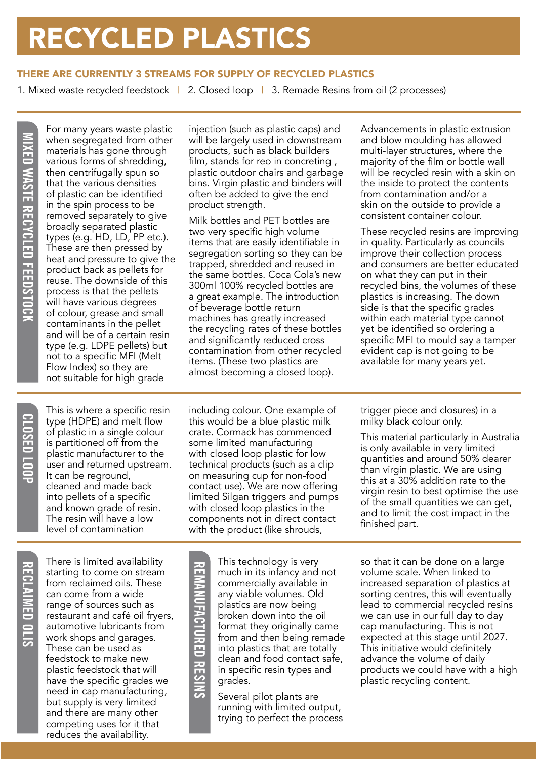# RECYCLED PLASTICS

### THERE ARE CURRENTLY 3 STREAMS FOR SUPPLY OF RECYCLED PLASTICS

1. Mixed waste recycled feedstock | 2. Closed loop | 3. Remade Resins from oil (2 processes)

## MIXED WASTE RECYCLED FEEDSTOCK

For many years waste plastic when segregated from other materials has gone through various forms of shredding, then centrifugally spun so that the various densities of plastic can be identified in the spin process to be removed separately to give broadly separated plastic types (e.g. HD, LD, PP etc.). These are then pressed by heat and pressure to give the product back as pellets for reuse. The downside of this process is that the pellets will have various degrees of colour, grease and small contaminants in the pellet and will be of a certain resin type (e.g. LDPE pellets) but not to a specific MFI (Melt Flow Index) so they are not suitable for high grade injection (such as plastic caps) and will be largely used in downstream products, such as black builders film, stands for reo in concreting , plastic outdoor chairs and garbage bins. Virgin plastic and binders will often be added to give the end product strength.

Milk bottles and PET bottles are two very specific high volume items that are easily identifiable in segregation sorting so they can be trapped, shredded and reused in the same bottles. Coca Cola's new 300ml 100% recycled bottles are a great example. The introduction of beverage bottle return machines has greatly increased the recycling rates of these bottles and significantly reduced cross contamination from other recycled items. (These two plastics are almost becoming a closed loop).

Advancements in plastic extrusion and blow moulding has allowed multi-layer structures, where the majority of the film or bottle wall will be recycled resin with a skin on the inside to protect the contents from contamination and/or a skin on the outside to provide a consistent container colour.

These recycled resins are improving in quality. Particularly as councils improve their collection process and consumers are better educated on what they can put in their recycled bins, the volumes of these plastics is increasing. The down side is that the specific grades within each material type cannot yet be identified so ordering a specific MFI to mould say a tamper evident cap is not going to be available for many years yet.

## CLOSED LOOP

This is where a specific resin type (HDPE) and melt flow of plastic in a single colour is partitioned off from the plastic manufacturer to the user and returned upstream. It can be reground, cleaned and made back into pellets of a specific and known grade of resin. The resin will have a low level of contamination including colour. One example of this would be a blue plastic milk crate. Cormack has commenced some limited manufacturing with closed loop plastic for low technical products (such as a clip on measuring cup for non-food contact use). We are now offering limited Silgan triggers and pumps with closed loop plastics in the components not in direct contact with the product (like shrouds, trigger piece and closures) in a milky black colour only.

This material particularly in Australia is only available in very limited quantities and around 50% dearer than virgin plastic. We are using this at a 30% addition rate to the virgin resin to best optimise the use of the small quantities we can get, and to limit the cost impact in the finished part.

## RECLAIMED OLIS

There is limited availability starting to come on stream from reclaimed oils. These can come from a wide range of sources such as restaurant and café oil fryers, automotive lubricants from work shops and garages. These can be used as feedstock to make new plastic feedstock that will have the specific grades we need in cap manufacturing, but supply is very limited and there are many other competing uses for it that reduces the availability.

## REMANUFACTURED RESINS

This technology is very much in its infancy and not commercially available in any viable volumes. Old plastics are now being broken down into the oil format they originally came from and then being remade into plastics that are totally clean and food contact safe, in specific resin types and grades.

Several pilot plants are running with limited output, trying to perfect the process so that it can be done on a large volume scale. When linked to increased separation of plastics at sorting centres, this will eventually lead to commercial recycled resins we can use in our full day to day cap manufacturing. This is not expected at this stage until 2027. This initiative would definitely advance the volume of daily products we could have with a high plastic recycling content.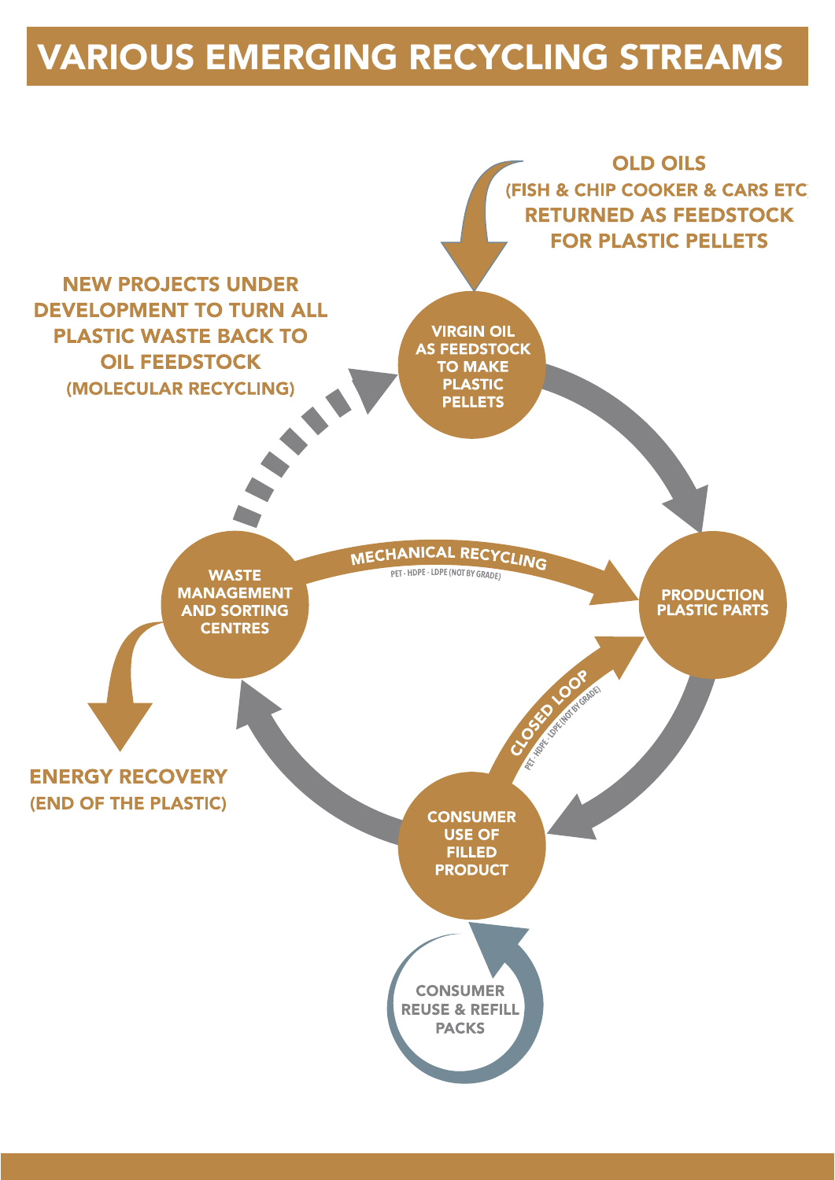# VARIOUS EMERGING RECYCLING STREAMS

OLD OILS
(FISH & CHIP COOKER & CARS ETC)
RETURNED AS FEEDSTOCK
FOR PLASTIC PELLETS

NEW PROJECTS UNDER
DEVELOPMENT TO TURN ALL
PLASTIC WASTE BACK TO
OIL FEEDSTOCK
(MOLECULAR RECYCLING)

VIRGIN OIL
AS FEEDSTOCK
TO MAKE
PLASTIC
PELLETS

MECHANICAL RECYCLING
PET - HDPE - LDPE (NOT BY GRADE)

WASTE
MANAGEMENT
AND SORTING
CENTRES

PRODUCTION
PLASTIC PARTS

CLOSED LOOP
PET - HDPE - LDPE (NOT BY GRADE)

ENERGY RECOVERY
(END OF THE PLASTIC)

CONSUMER
USE OF
FILLED
PRODUCT

CONSUMER
REUSE & REFILL
PACKS